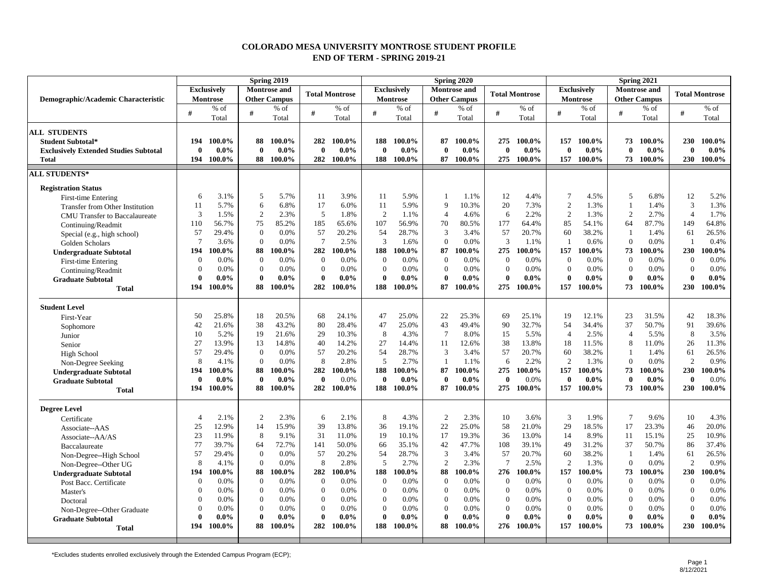# COLORADO MESA UNIVERSITY MONTROSE STUDENT PROFILE
## END OF TERM - SPRING 2019-21

| Demographic/Academic Characteristic | Spring 2019 | | | | | | Spring 2020 | | | | | | Spring 2021 | | | | | |
|---|---|---|---|---|---|---|---|---|---|---|---|---|---|---|---|---|---|---|
| | Exclusively Montrose | | Montrose and Other Campus | | Total Montrose | | Exclusively Montrose | | Montrose and Other Campus | | Total Montrose | | Exclusively Montrose | | Montrose and Other Campus | | Total Montrose | |
| | # | % of Total | # | % of Total | # | % of Total | # | % of Total | # | % of Total | # | % of Total | # | % of Total | # | % of Total | # | % of Total |
| **ALL STUDENTS** | | | | | | | | | | | | | | | | | | |
| **Student Subtotal*** | **194** | **100.0%** | **88** | **100.0%** | **282** | **100.0%** | **188** | **100.0%** | **87** | **100.0%** | **275** | **100.0%** | **157** | **100.0%** | **73** | **100.0%** | **230** | **100.0%** |
| **Exclusively Extended Studies Subtotal** | **0** | **0.0%** | **0** | **0.0%** | **0** | **0.0%** | **0** | **0.0%** | **0** | **0.0%** | **0** | **0.0%** | **0** | **0.0%** | **0** | **0.0%** | **0** | **0.0%** |
| **Total** | **194** | **100.0%** | **88** | **100.0%** | **282** | **100.0%** | **188** | **100.0%** | **87** | **100.0%** | **275** | **100.0%** | **157** | **100.0%** | **73** | **100.0%** | **230** | **100.0%** |
| **ALL STUDENTS*** | | | | | | | | | | | | | | | | | | |
| **Registration Status** | | | | | | | | | | | | | | | | | | |
| First-time Entering | 6 | 3.1% | 5 | 5.7% | 11 | 3.9% | 11 | 5.9% | 1 | 1.1% | 12 | 4.4% | 7 | 4.5% | 5 | 6.8% | 12 | 5.2% |
| Transfer from Other Institution | 11 | 5.7% | 6 | 6.8% | 17 | 6.0% | 11 | 5.9% | 9 | 10.3% | 20 | 7.3% | 2 | 1.3% | 1 | 1.4% | 3 | 1.3% |
| CMU Transfer to Baccalaureate | 3 | 1.5% | 2 | 2.3% | 5 | 1.8% | 2 | 1.1% | 4 | 4.6% | 6 | 2.2% | 2 | 1.3% | 2 | 2.7% | 4 | 1.7% |
| Continuing/Readmit | 110 | 56.7% | 75 | 85.2% | 185 | 65.6% | 107 | 56.9% | 70 | 80.5% | 177 | 64.4% | 85 | 54.1% | 64 | 87.7% | 149 | 64.8% |
| Special (e.g., high school) | 57 | 29.4% | 0 | 0.0% | 57 | 20.2% | 54 | 28.7% | 3 | 3.4% | 57 | 20.7% | 60 | 38.2% | 1 | 1.4% | 61 | 26.5% |
| Golden Scholars | 7 | 3.6% | 0 | 0.0% | 7 | 2.5% | 3 | 1.6% | 0 | 0.0% | 3 | 1.1% | 1 | 0.6% | 0 | 0.0% | 1 | 0.4% |
| **Undergraduate Subtotal** | **194** | **100.0%** | **88** | **100.0%** | **282** | **100.0%** | **188** | **100.0%** | **87** | **100.0%** | **275** | **100.0%** | **157** | **100.0%** | **73** | **100.0%** | **230** | **100.0%** |
| First-time Entering | 0 | 0.0% | 0 | 0.0% | 0 | 0.0% | 0 | 0.0% | 0 | 0.0% | 0 | 0.0% | 0 | 0.0% | 0 | 0.0% | 0 | 0.0% |
| Continuing/Readmit | 0 | 0.0% | 0 | 0.0% | 0 | 0.0% | 0 | 0.0% | 0 | 0.0% | 0 | 0.0% | 0 | 0.0% | 0 | 0.0% | 0 | 0.0% |
| **Graduate Subtotal** | **0** | **0.0%** | **0** | **0.0%** | **0** | **0.0%** | **0** | **0.0%** | **0** | **0.0%** | **0** | **0.0%** | **0** | **0.0%** | **0** | **0.0%** | **0** | **0.0%** |
| **Total** | **194** | **100.0%** | **88** | **100.0%** | **282** | **100.0%** | **188** | **100.0%** | **87** | **100.0%** | **275** | **100.0%** | **157** | **100.0%** | **73** | **100.0%** | **230** | **100.0%** |
| **Student Level** | | | | | | | | | | | | | | | | | | |
| First-Year | 50 | 25.8% | 18 | 20.5% | 68 | 24.1% | 47 | 25.0% | 22 | 25.3% | 69 | 25.1% | 19 | 12.1% | 23 | 31.5% | 42 | 18.3% |
| Sophomore | 42 | 21.6% | 38 | 43.2% | 80 | 28.4% | 47 | 25.0% | 43 | 49.4% | 90 | 32.7% | 54 | 34.4% | 37 | 50.7% | 91 | 39.6% |
| Junior | 10 | 5.2% | 19 | 21.6% | 29 | 10.3% | 8 | 4.3% | 7 | 8.0% | 15 | 5.5% | 4 | 2.5% | 4 | 5.5% | 8 | 3.5% |
| Senior | 27 | 13.9% | 13 | 14.8% | 40 | 14.2% | 27 | 14.4% | 11 | 12.6% | 38 | 13.8% | 18 | 11.5% | 8 | 11.0% | 26 | 11.3% |
| High School | 57 | 29.4% | 0 | 0.0% | 57 | 20.2% | 54 | 28.7% | 3 | 3.4% | 57 | 20.7% | 60 | 38.2% | 1 | 1.4% | 61 | 26.5% |
| Non-Degree Seeking | 8 | 4.1% | 0 | 0.0% | 8 | 2.8% | 5 | 2.7% | 1 | 1.1% | 6 | 2.2% | 2 | 1.3% | 0 | 0.0% | 2 | 0.9% |
| **Undergraduate Subtotal** | **194** | **100.0%** | **88** | **100.0%** | **282** | **100.0%** | **188** | **100.0%** | **87** | **100.0%** | **275** | **100.0%** | **157** | **100.0%** | **73** | **100.0%** | **230** | **100.0%** |
| **Graduate Subtotal** | **0** | **0.0%** | **0** | **0.0%** | **0** | 0.0% | **0** | **0.0%** | **0** | **0.0%** | **0** | 0.0% | **0** | **0.0%** | **0** | **0.0%** | **0** | 0.0% |
| **Total** | **194** | **100.0%** | **88** | **100.0%** | **282** | **100.0%** | **188** | **100.0%** | **87** | **100.0%** | **275** | **100.0%** | **157** | **100.0%** | **73** | **100.0%** | **230** | **100.0%** |
| **Degree Level** | | | | | | | | | | | | | | | | | | |
| Certificate | 4 | 2.1% | 2 | 2.3% | 6 | 2.1% | 8 | 4.3% | 2 | 2.3% | 10 | 3.6% | 3 | 1.9% | 7 | 9.6% | 10 | 4.3% |
| Associate--AAS | 25 | 12.9% | 14 | 15.9% | 39 | 13.8% | 36 | 19.1% | 22 | 25.0% | 58 | 21.0% | 29 | 18.5% | 17 | 23.3% | 46 | 20.0% |
| Associate--AA/AS | 23 | 11.9% | 8 | 9.1% | 31 | 11.0% | 19 | 10.1% | 17 | 19.3% | 36 | 13.0% | 14 | 8.9% | 11 | 15.1% | 25 | 10.9% |
| Baccalaureate | 77 | 39.7% | 64 | 72.7% | 141 | 50.0% | 66 | 35.1% | 42 | 47.7% | 108 | 39.1% | 49 | 31.2% | 37 | 50.7% | 86 | 37.4% |
| Non-Degree--High School | 57 | 29.4% | 0 | 0.0% | 57 | 20.2% | 54 | 28.7% | 3 | 3.4% | 57 | 20.7% | 60 | 38.2% | 1 | 1.4% | 61 | 26.5% |
| Non-Degree--Other UG | 8 | 4.1% | 0 | 0.0% | 8 | 2.8% | 5 | 2.7% | 2 | 2.3% | 7 | 2.5% | 2 | 1.3% | 0 | 0.0% | 2 | 0.9% |
| **Undergraduate Subtotal** | **194** | **100.0%** | **88** | **100.0%** | **282** | **100.0%** | **188** | **100.0%** | **88** | **100.0%** | **276** | **100.0%** | **157** | **100.0%** | **73** | **100.0%** | **230** | **100.0%** |
| Post Bacc. Certificate | 0 | 0.0% | 0 | 0.0% | 0 | 0.0% | 0 | 0.0% | 0 | 0.0% | 0 | 0.0% | 0 | 0.0% | 0 | 0.0% | 0 | 0.0% |
| Master's | 0 | 0.0% | 0 | 0.0% | 0 | 0.0% | 0 | 0.0% | 0 | 0.0% | 0 | 0.0% | 0 | 0.0% | 0 | 0.0% | 0 | 0.0% |
| Doctoral | 0 | 0.0% | 0 | 0.0% | 0 | 0.0% | 0 | 0.0% | 0 | 0.0% | 0 | 0.0% | 0 | 0.0% | 0 | 0.0% | 0 | 0.0% |
| Non-Degree--Other Graduate | 0 | 0.0% | 0 | 0.0% | 0 | 0.0% | 0 | 0.0% | 0 | 0.0% | 0 | 0.0% | 0 | 0.0% | 0 | 0.0% | 0 | 0.0% |
| **Graduate Subtotal** | **0** | **0.0%** | **0** | **0.0%** | **0** | **0.0%** | **0** | **0.0%** | **0** | **0.0%** | **0** | **0.0%** | **0** | **0.0%** | **0** | **0.0%** | **0** | **0.0%** |
| **Total** | **194** | **100.0%** | **88** | **100.0%** | **282** | **100.0%** | **188** | **100.0%** | **88** | **100.0%** | **276** | **100.0%** | **157** | **100.0%** | **73** | **100.0%** | **230** | **100.0%** |

*Excludes students enrolled exclusively through the Extended Campus Program (ECP);

8/12/2021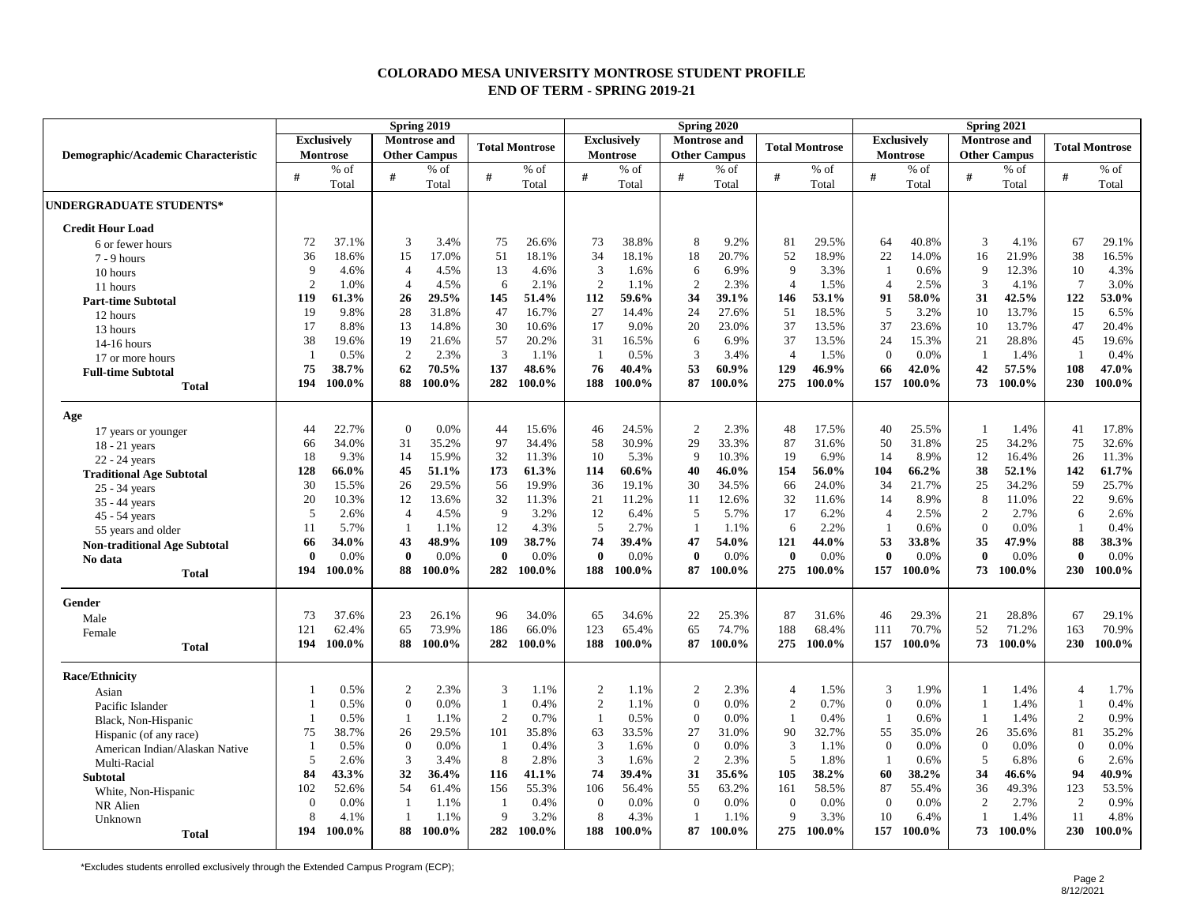# COLORADO MESA UNIVERSITY MONTROSE STUDENT PROFILE
## END OF TERM - SPRING 2019-21

| Demographic/Academic Characteristic | Spring 2019 | | | | | | Spring 2020 | | | | | | Spring 2021 | | | | | |
|---|---|---|---|---|---|---|---|---|---|---|---|---|---|---|---|---|---|---|
| | Exclusively Montrose | | Montrose and Other Campus | | Total Montrose | | Exclusively Montrose | | Montrose and Other Campus | | Total Montrose | | Exclusively Montrose | | Montrose and Other Campus | | Total Montrose | |
| | # | % of Total | # | % of Total | # | % of Total | # | % of Total | # | % of Total | # | % of Total | # | % of Total | # | % of Total | # | % of Total |
| **UNDERGRADUATE STUDENTS*** | | | | | | | | | | | | | | | | | | |
| **Credit Hour Load** | | | | | | | | | | | | | | | | | | |
| 6 or fewer hours | 72 | 37.1% | 3 | 3.4% | 75 | 26.6% | 73 | 38.8% | 8 | 9.2% | 81 | 29.5% | 64 | 40.8% | 3 | 4.1% | 67 | 29.1% |
| 7 - 9 hours | 36 | 18.6% | 15 | 17.0% | 51 | 18.1% | 34 | 18.1% | 18 | 20.7% | 52 | 18.9% | 22 | 14.0% | 16 | 21.9% | 38 | 16.5% |
| 10 hours | 9 | 4.6% | 4 | 4.5% | 13 | 4.6% | 3 | 1.6% | 6 | 6.9% | 9 | 3.3% | 1 | 0.6% | 9 | 12.3% | 10 | 4.3% |
| 11 hours | 2 | 1.0% | 4 | 4.5% | 6 | 2.1% | 2 | 1.1% | 2 | 2.3% | 4 | 1.5% | 4 | 2.5% | 3 | 4.1% | 7 | 3.0% |
| **Part-time Subtotal** | **119** | **61.3%** | **26** | **29.5%** | **145** | **51.4%** | **112** | **59.6%** | **34** | **39.1%** | **146** | **53.1%** | **91** | **58.0%** | **31** | **42.5%** | **122** | **53.0%** |
| 12 hours | 19 | 9.8% | 28 | 31.8% | 47 | 16.7% | 27 | 14.4% | 24 | 27.6% | 51 | 18.5% | 5 | 3.2% | 10 | 13.7% | 15 | 6.5% |
| 13 hours | 17 | 8.8% | 13 | 14.8% | 30 | 10.6% | 17 | 9.0% | 20 | 23.0% | 37 | 13.5% | 37 | 23.6% | 10 | 13.7% | 47 | 20.4% |
| 14-16 hours | 38 | 19.6% | 19 | 21.6% | 57 | 20.2% | 31 | 16.5% | 6 | 6.9% | 37 | 13.5% | 24 | 15.3% | 21 | 28.8% | 45 | 19.6% |
| 17 or more hours | 1 | 0.5% | 2 | 2.3% | 3 | 1.1% | 1 | 0.5% | 3 | 3.4% | 4 | 1.5% | 0 | 0.0% | 1 | 1.4% | 1 | 0.4% |
| **Full-time Subtotal** | **75** | **38.7%** | **62** | **70.5%** | **137** | **48.6%** | **76** | **40.4%** | **53** | **60.9%** | **129** | **46.9%** | **66** | **42.0%** | **42** | **57.5%** | **108** | **47.0%** |
| **Total** | **194** | **100.0%** | **88** | **100.0%** | **282** | **100.0%** | **188** | **100.0%** | **87** | **100.0%** | **275** | **100.0%** | **157** | **100.0%** | **73** | **100.0%** | **230** | **100.0%** |
| **Age** | | | | | | | | | | | | | | | | | | |
| 17 years or younger | 44 | 22.7% | 0 | 0.0% | 44 | 15.6% | 46 | 24.5% | 2 | 2.3% | 48 | 17.5% | 40 | 25.5% | 1 | 1.4% | 41 | 17.8% |
| 18 - 21 years | 66 | 34.0% | 31 | 35.2% | 97 | 34.4% | 58 | 30.9% | 29 | 33.3% | 87 | 31.6% | 50 | 31.8% | 25 | 34.2% | 75 | 32.6% |
| 22 - 24 years | 18 | 9.3% | 14 | 15.9% | 32 | 11.3% | 10 | 5.3% | 9 | 10.3% | 19 | 6.9% | 14 | 8.9% | 12 | 16.4% | 26 | 11.3% |
| **Traditional Age Subtotal** | **128** | **66.0%** | **45** | **51.1%** | **173** | **61.3%** | **114** | **60.6%** | **40** | **46.0%** | **154** | **56.0%** | **104** | **66.2%** | **38** | **52.1%** | **142** | **61.7%** |
| 25 - 34 years | 30 | 15.5% | 26 | 29.5% | 56 | 19.9% | 36 | 19.1% | 30 | 34.5% | 66 | 24.0% | 34 | 21.7% | 25 | 34.2% | 59 | 25.7% |
| 35 - 44 years | 20 | 10.3% | 12 | 13.6% | 32 | 11.3% | 21 | 11.2% | 11 | 12.6% | 32 | 11.6% | 14 | 8.9% | 8 | 11.0% | 22 | 9.6% |
| 45 - 54 years | 5 | 2.6% | 4 | 4.5% | 9 | 3.2% | 12 | 6.4% | 5 | 5.7% | 17 | 6.2% | 4 | 2.5% | 2 | 2.7% | 6 | 2.6% |
| 55 years and older | 11 | 5.7% | 1 | 1.1% | 12 | 4.3% | 5 | 2.7% | 1 | 1.1% | 6 | 2.2% | 1 | 0.6% | 0 | 0.0% | 1 | 0.4% |
| **Non-traditional Age Subtotal** | **66** | **34.0%** | **43** | **48.9%** | **109** | **38.7%** | **74** | **39.4%** | **47** | **54.0%** | **121** | **44.0%** | **53** | **33.8%** | **35** | **47.9%** | **88** | **38.3%** |
| **No data** | **0** | 0.0% | **0** | 0.0% | **0** | 0.0% | **0** | 0.0% | **0** | 0.0% | **0** | 0.0% | **0** | 0.0% | **0** | 0.0% | **0** | 0.0% |
| **Total** | **194** | **100.0%** | **88** | **100.0%** | **282** | **100.0%** | **188** | **100.0%** | **87** | **100.0%** | **275** | **100.0%** | **157** | **100.0%** | **73** | **100.0%** | **230** | **100.0%** |
| **Gender** | | | | | | | | | | | | | | | | | | |
| Male | 73 | 37.6% | 23 | 26.1% | 96 | 34.0% | 65 | 34.6% | 22 | 25.3% | 87 | 31.6% | 46 | 29.3% | 21 | 28.8% | 67 | 29.1% |
| Female | 121 | 62.4% | 65 | 73.9% | 186 | 66.0% | 123 | 65.4% | 65 | 74.7% | 188 | 68.4% | 111 | 70.7% | 52 | 71.2% | 163 | 70.9% |
| **Total** | **194** | **100.0%** | **88** | **100.0%** | **282** | **100.0%** | **188** | **100.0%** | **87** | **100.0%** | **275** | **100.0%** | **157** | **100.0%** | **73** | **100.0%** | **230** | **100.0%** |
| **Race/Ethnicity** | | | | | | | | | | | | | | | | | | |
| Asian | 1 | 0.5% | 2 | 2.3% | 3 | 1.1% | 2 | 1.1% | 2 | 2.3% | 4 | 1.5% | 3 | 1.9% | 1 | 1.4% | 4 | 1.7% |
| Pacific Islander | 1 | 0.5% | 0 | 0.0% | 1 | 0.4% | 2 | 1.1% | 0 | 0.0% | 2 | 0.7% | 0 | 0.0% | 1 | 1.4% | 1 | 0.4% |
| Black, Non-Hispanic | 1 | 0.5% | 1 | 1.1% | 2 | 0.7% | 1 | 0.5% | 0 | 0.0% | 1 | 0.4% | 1 | 0.6% | 1 | 1.4% | 2 | 0.9% |
| Hispanic (of any race) | 75 | 38.7% | 26 | 29.5% | 101 | 35.8% | 63 | 33.5% | 27 | 31.0% | 90 | 32.7% | 55 | 35.0% | 26 | 35.6% | 81 | 35.2% |
| American Indian/Alaskan Native | 1 | 0.5% | 0 | 0.0% | 1 | 0.4% | 3 | 1.6% | 0 | 0.0% | 3 | 1.1% | 0 | 0.0% | 0 | 0.0% | 0 | 0.0% |
| Multi-Racial | 5 | 2.6% | 3 | 3.4% | 8 | 2.8% | 3 | 1.6% | 2 | 2.3% | 5 | 1.8% | 1 | 0.6% | 5 | 6.8% | 6 | 2.6% |
| **Subtotal** | **84** | **43.3%** | **32** | **36.4%** | **116** | **41.1%** | **74** | **39.4%** | **31** | **35.6%** | **105** | **38.2%** | **60** | **38.2%** | **34** | **46.6%** | **94** | **40.9%** |
| White, Non-Hispanic | 102 | 52.6% | 54 | 61.4% | 156 | 55.3% | 106 | 56.4% | 55 | 63.2% | 161 | 58.5% | 87 | 55.4% | 36 | 49.3% | 123 | 53.5% |
| NR Alien | 0 | 0.0% | 1 | 1.1% | 1 | 0.4% | 0 | 0.0% | 0 | 0.0% | 0 | 0.0% | 0 | 0.0% | 2 | 2.7% | 2 | 0.9% |
| Unknown | 8 | 4.1% | 1 | 1.1% | 9 | 3.2% | 8 | 4.3% | 1 | 1.1% | 9 | 3.3% | 10 | 6.4% | 1 | 1.4% | 11 | 4.8% |
| **Total** | **194** | **100.0%** | **88** | **100.0%** | **282** | **100.0%** | **188** | **100.0%** | **87** | **100.0%** | **275** | **100.0%** | **157** | **100.0%** | **73** | **100.0%** | **230** | **100.0%** |

*Excludes students enrolled exclusively through the Extended Campus Program (ECP);

8/12/2021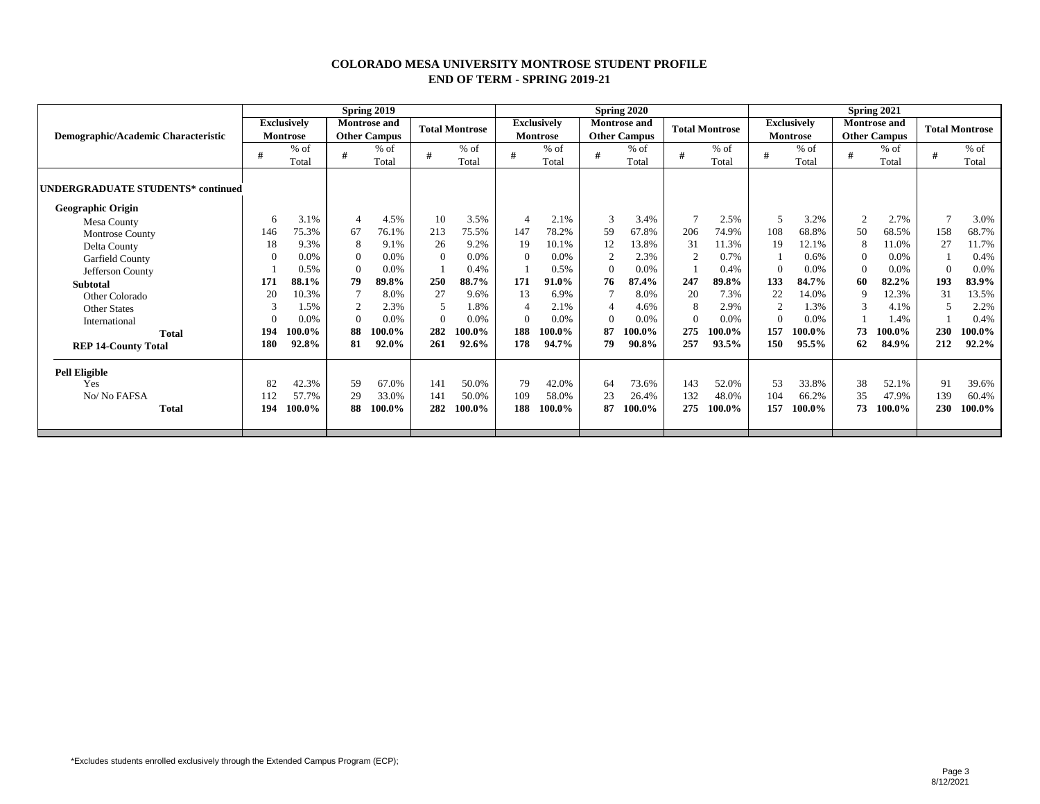# COLORADO MESA UNIVERSITY MONTROSE STUDENT PROFILE
## END OF TERM - SPRING 2019-21

| Demographic/Academic Characteristic | Spring 2019 | | | | | | Spring 2020 | | | | | | Spring 2021 | | | | | |
|---|---|---|---|---|---|---|---|---|---|---|---|---|---|---|---|---|---|---|
| | Exclusively Montrose | | Montrose and Other Campus | | Total Montrose | | Exclusively Montrose | | Montrose and Other Campus | | Total Montrose | | Exclusively Montrose | | Montrose and Other Campus | | Total Montrose | |
| | # | % of Total | # | % of Total | # | % of Total | # | % of Total | # | % of Total | # | % of Total | # | % of Total | # | % of Total | # | % of Total |
| **UNDERGRADUATE STUDENTS* continued** | | | | | | | | | | | | | | | | | | |
| **Geographic Origin** | | | | | | | | | | | | | | | | | | |
| Mesa County | 6 | 3.1% | 4 | 4.5% | 10 | 3.5% | 4 | 2.1% | 3 | 3.4% | 7 | 2.5% | 5 | 3.2% | 2 | 2.7% | 7 | 3.0% |
| Montrose County | 146 | 75.3% | 67 | 76.1% | 213 | 75.5% | 147 | 78.2% | 59 | 67.8% | 206 | 74.9% | 108 | 68.8% | 50 | 68.5% | 158 | 68.7% |
| Delta County | 18 | 9.3% | 8 | 9.1% | 26 | 9.2% | 19 | 10.1% | 12 | 13.8% | 31 | 11.3% | 19 | 12.1% | 8 | 11.0% | 27 | 11.7% |
| Garfield County | 0 | 0.0% | 0 | 0.0% | 0 | 0.0% | 0 | 0.0% | 2 | 2.3% | 2 | 0.7% | 1 | 0.6% | 0 | 0.0% | 1 | 0.4% |
| Jefferson County | 1 | 0.5% | 0 | 0.0% | 1 | 0.4% | 1 | 0.5% | 0 | 0.0% | 1 | 0.4% | 0 | 0.0% | 0 | 0.0% | 0 | 0.0% |
| **Subtotal** | **171** | **88.1%** | **79** | **89.8%** | **250** | **88.7%** | **171** | **91.0%** | **76** | **87.4%** | **247** | **89.8%** | **133** | **84.7%** | **60** | **82.2%** | **193** | **83.9%** |
| Other Colorado | 20 | 10.3% | 7 | 8.0% | 27 | 9.6% | 13 | 6.9% | 7 | 8.0% | 20 | 7.3% | 22 | 14.0% | 9 | 12.3% | 31 | 13.5% |
| Other States | 3 | 1.5% | 2 | 2.3% | 5 | 1.8% | 4 | 2.1% | 4 | 4.6% | 8 | 2.9% | 2 | 1.3% | 3 | 4.1% | 5 | 2.2% |
| International | 0 | 0.0% | 0 | 0.0% | 0 | 0.0% | 0 | 0.0% | 0 | 0.0% | 0 | 0.0% | 0 | 0.0% | 1 | 1.4% | 1 | 0.4% |
| **Total** | **194** | **100.0%** | **88** | **100.0%** | **282** | **100.0%** | **188** | **100.0%** | **87** | **100.0%** | **275** | **100.0%** | **157** | **100.0%** | **73** | **100.0%** | **230** | **100.0%** |
| **REP 14-County Total** | **180** | **92.8%** | **81** | **92.0%** | **261** | **92.6%** | **178** | **94.7%** | **79** | **90.8%** | **257** | **93.5%** | **150** | **95.5%** | **62** | **84.9%** | **212** | **92.2%** |
| **Pell Eligible** | | | | | | | | | | | | | | | | | | |
| Yes | 82 | 42.3% | 59 | 67.0% | 141 | 50.0% | 79 | 42.0% | 64 | 73.6% | 143 | 52.0% | 53 | 33.8% | 38 | 52.1% | 91 | 39.6% |
| No/ No FAFSA | 112 | 57.7% | 29 | 33.0% | 141 | 50.0% | 109 | 58.0% | 23 | 26.4% | 132 | 48.0% | 104 | 66.2% | 35 | 47.9% | 139 | 60.4% |
| **Total** | **194** | **100.0%** | **88** | **100.0%** | **282** | **100.0%** | **188** | **100.0%** | **87** | **100.0%** | **275** | **100.0%** | **157** | **100.0%** | **73** | **100.0%** | **230** | **100.0%** |

*Excludes students enrolled exclusively through the Extended Campus Program (ECP);

8/12/2021